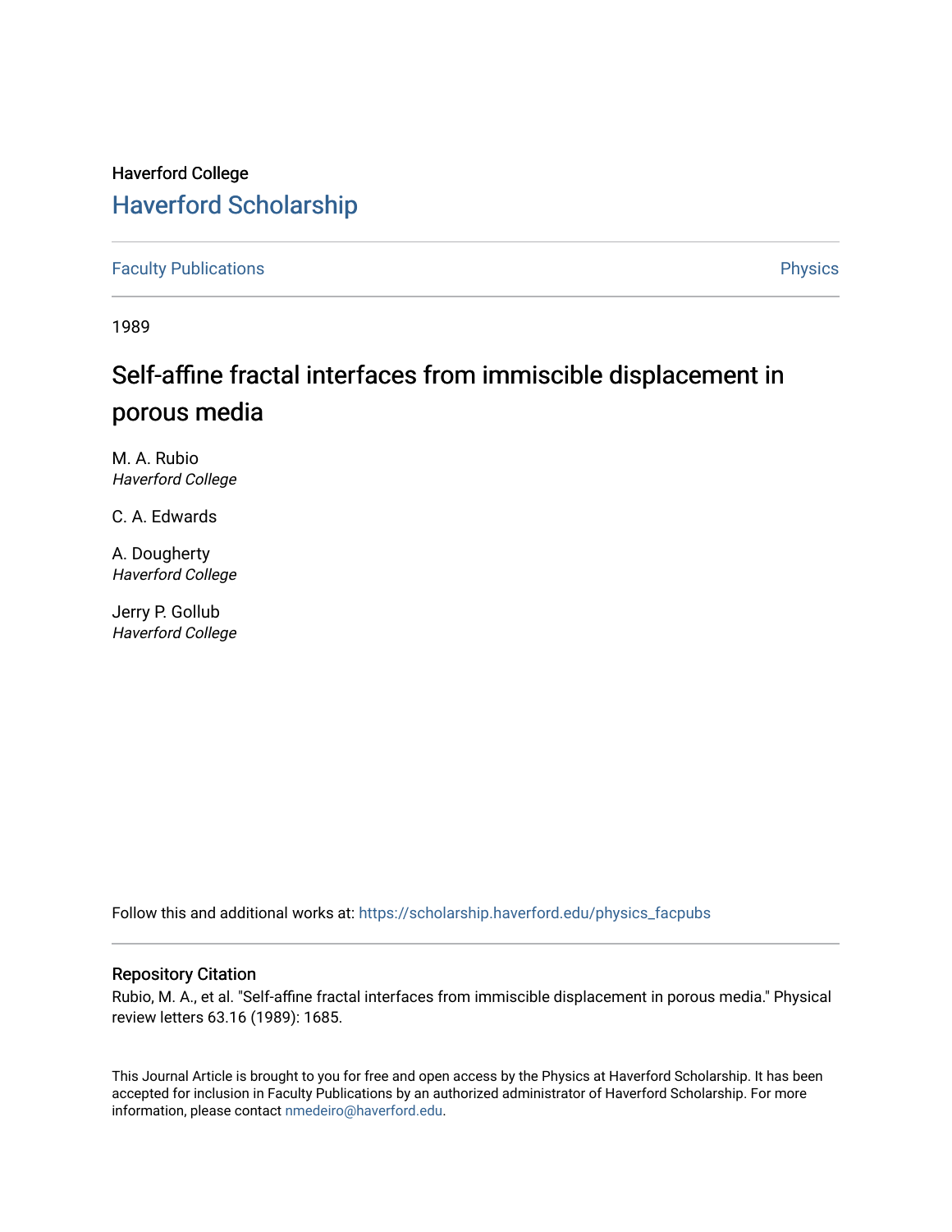Haverford College

# Haverford Scholarship

Faculty Publications | Physics

1989

## Self-affine fractal interfaces from immiscible displacement in porous media

M. A. Rubio
*Haverford College*

C. A. Edwards

A. Dougherty
*Haverford College*

Jerry P. Gollub
*Haverford College*

Follow this and additional works at: https://scholarship.haverford.edu/physics_facpubs

### Repository Citation

Rubio, M. A., et al. "Self-affine fractal interfaces from immiscible displacement in porous media." Physical review letters 63.16 (1989): 1685.

This Journal Article is brought to you for free and open access by the Physics at Haverford Scholarship. It has been accepted for inclusion in Faculty Publications by an authorized administrator of Haverford Scholarship. For more information, please contact nmedeiro@haverford.edu.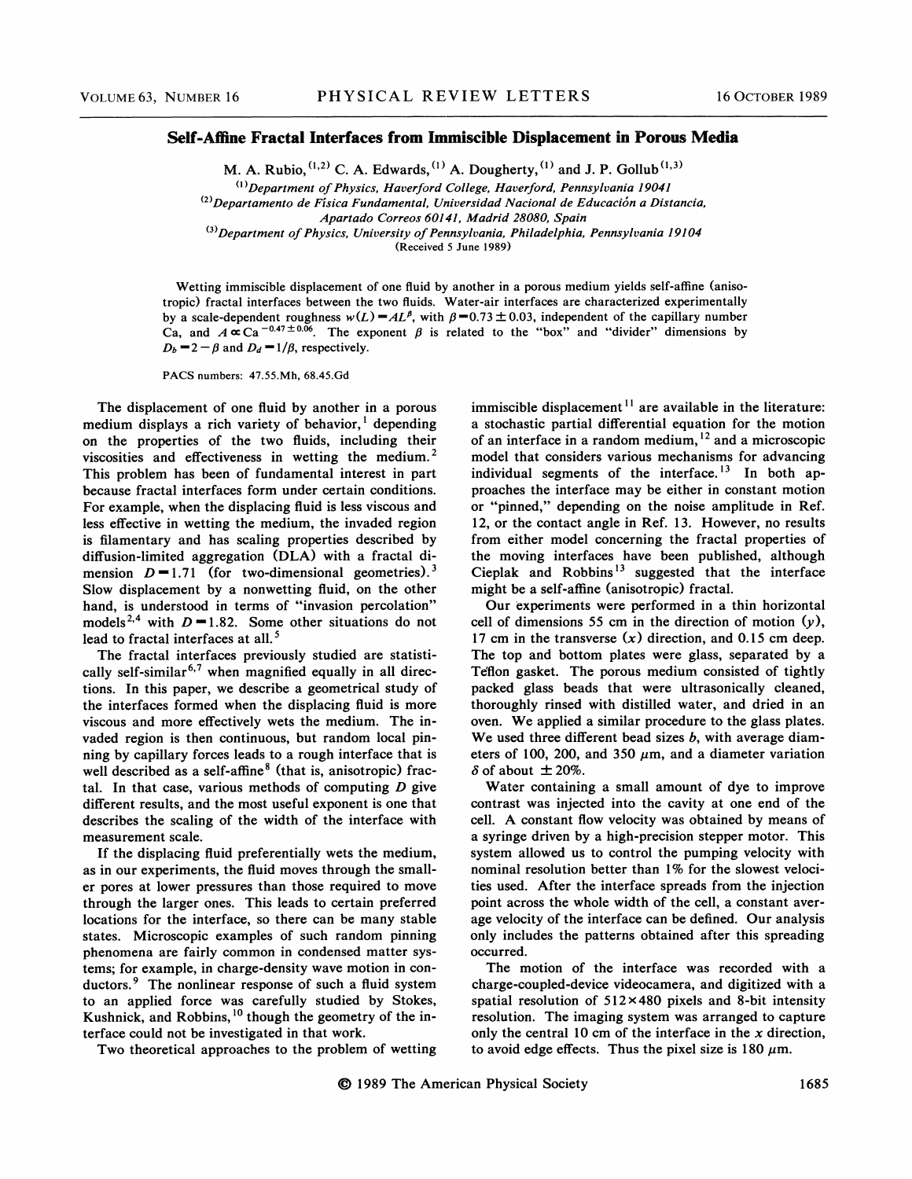# Self-Affine Fractal Interfaces from Immiscible Displacement in Porous Media

M. A. Rubio,[(1,2)] C. A. Edwards,[(1)] A. Dougherty,[(1)] and J. P. Gollub[(1,3)]

[(1)]Department of Physics, Haverford College, Haverford, Pennsylvania 19041

[(2)]Departamento de Física Fundamental, Universidad Nacional de Educación a Distancia, Apartado Correos 60141, Madrid 28080, Spain

[(3)]Department of Physics, University of Pennsylvania, Philadelphia, Pennsylvania 19104

(Received 5 June 1989)

Wetting immiscible displacement of one fluid by another in a porous medium yields self-affine (anisotropic) fractal interfaces between the two fluids. Water-air interfaces are characterized experimentally by a scale-dependent roughness $w(L) = AL^{\beta}$, with $\beta = 0.73 \pm 0.03$, independent of the capillary number Ca, and $A \propto \mathrm{Ca}^{-0.47 \pm 0.06}$. The exponent $\beta$ is related to the "box" and "divider" dimensions by $D_b = 2 - \beta$ and $D_d = 1/\beta$, respectively.

PACS numbers: 47.55.Mh, 68.45.Gd

The displacement of one fluid by another in a porous medium displays a rich variety of behavior,[1] depending on the properties of the two fluids, including their viscosities and effectiveness in wetting the medium.[2] This problem has been of fundamental interest in part because fractal interfaces form under certain conditions. For example, when the displacing fluid is less viscous and less effective in wetting the medium, the invaded region is filamentary and has scaling properties described by diffusion-limited aggregation (DLA) with a fractal dimension $D = 1.71$ (for two-dimensional geometries).[3] Slow displacement by a nonwetting fluid, on the other hand, is understood in terms of "invasion percolation" models[2,4] with $D = 1.82$. Some other situations do not lead to fractal interfaces at all.[5]

The fractal interfaces previously studied are statistically self-similar[6,7] when magnified equally in all directions. In this paper, we describe a geometrical study of the interfaces formed when the displacing fluid is more viscous and more effectively wets the medium. The invaded region is then continuous, but random local pinning by capillary forces leads to a rough interface that is well described as a self-affine[8] (that is, anisotropic) fractal. In that case, various methods of computing $D$ give different results, and the most useful exponent is one that describes the scaling of the width of the interface with measurement scale.

If the displacing fluid preferentially wets the medium, as in our experiments, the fluid moves through the smaller pores at lower pressures than those required to move through the larger ones. This leads to certain preferred locations for the interface, so there can be many stable states. Microscopic examples of such random pinning phenomena are fairly common in condensed matter systems; for example, in charge-density wave motion in conductors.[9] The nonlinear response of such a fluid system to an applied force was carefully studied by Stokes, Kushnick, and Robbins,[10] though the geometry of the interface could not be investigated in that work.

Two theoretical approaches to the problem of wetting immiscible displacement[11] are available in the literature: a stochastic partial differential equation for the motion of an interface in a random medium,[12] and a microscopic model that considers various mechanisms for advancing individual segments of the interface.[13] In both approaches the interface may be either in constant motion or "pinned," depending on the noise amplitude in Ref. 12, or the contact angle in Ref. 13. However, no results from either model concerning the fractal properties of the moving interfaces have been published, although Cieplak and Robbins[13] suggested that the interface might be a self-affine (anisotropic) fractal.

Our experiments were performed in a thin horizontal cell of dimensions 55 cm in the direction of motion ($y$), 17 cm in the transverse ($x$) direction, and 0.15 cm deep. The top and bottom plates were glass, separated by a Teflon gasket. The porous medium consisted of tightly packed glass beads that were ultrasonically cleaned, thoroughly rinsed with distilled water, and dried in an oven. We applied a similar procedure to the glass plates. We used three different bead sizes $b$, with average diameters of 100, 200, and 350 $\mu$m, and a diameter variation $\delta$ of about $\pm 20\%$.

Water containing a small amount of dye to improve contrast was injected into the cavity at one end of the cell. A constant flow velocity was obtained by means of a syringe driven by a high-precision stepper motor. This system allowed us to control the pumping velocity with nominal resolution better than 1% for the slowest velocities used. After the interface spreads from the injection point across the whole width of the cell, a constant average velocity of the interface can be defined. Our analysis only includes the patterns obtained after this spreading occurred.

The motion of the interface was recorded with a charge-coupled-device videocamera, and digitized with a spatial resolution of $512 \times 480$ pixels and 8-bit intensity resolution. The imaging system was arranged to capture only the central 10 cm of the interface in the $x$ direction, to avoid edge effects. Thus the pixel size is 180 $\mu$m.

© 1989 The American Physical Society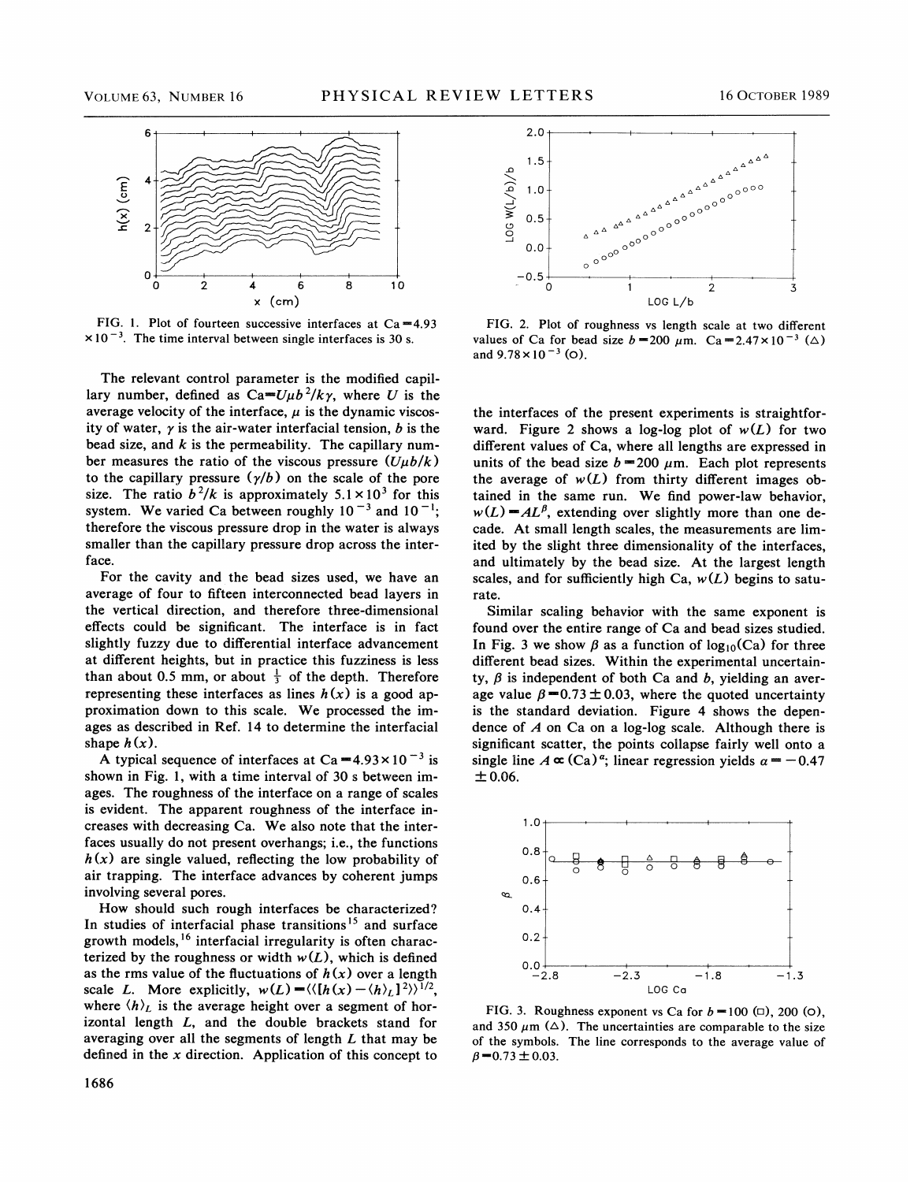FIG. 1. Plot of fourteen successive interfaces at Ca $=4.93 \times 10^{-3}$. The time interval between single interfaces is 30 s.

FIG. 2. Plot of roughness vs length scale at two different values of Ca for bead size $b=200$ $\mu$m. Ca $=2.47\times10^{-3}$ ($\triangle$) and $9.78\times10^{-3}$ ($\circ$).

The relevant control parameter is the modified capillary number, defined as $\mathrm{Ca}=U\mu b^2/k\gamma$, where $U$ is the average velocity of the interface, $\mu$ is the dynamic viscosity of water, $\gamma$ is the air-water interfacial tension, $b$ is the bead size, and $k$ is the permeability. The capillary number measures the ratio of the viscous pressure ($U\mu b/k$) to the capillary pressure ($\gamma/b$) on the scale of the pore size. The ratio $b^2/k$ is approximately $5.1\times10^3$ for this system. We varied Ca between roughly $10^{-3}$ and $10^{-1}$; therefore the viscous pressure drop in the water is always smaller than the capillary pressure drop across the interface.

For the cavity and the bead sizes used, we have an average of four to fifteen interconnected bead layers in the vertical direction, and therefore three-dimensional effects could be significant. The interface is in fact slightly fuzzy due to differential interface advancement at different heights, but in practice this fuzziness is less than about 0.5 mm, or about $\frac{1}{3}$ of the depth. Therefore representing these interfaces as lines $h(x)$ is a good approximation down to this scale. We processed the images as described in Ref. 14 to determine the interfacial shape $h(x)$.

A typical sequence of interfaces at Ca $=4.93\times10^{-3}$ is shown in Fig. 1, with a time interval of 30 s between images. The roughness of the interface on a range of scales is evident. The apparent roughness of the interface increases with decreasing Ca. We also note that the interfaces usually do not present overhangs; i.e., the functions $h(x)$ are single valued, reflecting the low probability of air trapping. The interface advances by coherent jumps involving several pores.

How should such rough interfaces be characterized? In studies of interfacial phase transitions[15] and surface growth models,[16] interfacial irregularity is often characterized by the roughness or width $w(L)$, which is defined as the rms value of the fluctuations of $h(x)$ over a length scale $L$. More explicitly, $w(L)=\langle\langle[h(x)-\langle h\rangle_L]^2\rangle\rangle^{1/2}$, where $\langle h\rangle_L$ is the average height over a segment of horizontal length $L$, and the double brackets stand for averaging over all the segments of length $L$ that may be defined in the $x$ direction. Application of this concept to the interfaces of the present experiments is straightforward. Figure 2 shows a log-log plot of $w(L)$ for two different values of Ca, where all lengths are expressed in units of the bead size $b=200$ $\mu$m. Each plot represents the average of $w(L)$ from thirty different images obtained in the same run. We find power-law behavior, $w(L)=AL^{\beta}$, extending over slightly more than one decade. At small length scales, the measurements are limited by the slight three dimensionality of the interfaces, and ultimately by the bead size. At the largest length scales, and for sufficiently high Ca, $w(L)$ begins to saturate.

Similar scaling behavior with the same exponent is found over the entire range of Ca and bead sizes studied. In Fig. 3 we show $\beta$ as a function of $\log_{10}(\mathrm{Ca})$ for three different bead sizes. Within the experimental uncertainty, $\beta$ is independent of both Ca and $b$, yielding an average value $\beta=0.73\pm0.03$, where the quoted uncertainty is the standard deviation. Figure 4 shows the dependence of $A$ on Ca on a log-log scale. Although there is significant scatter, the points collapse fairly well onto a single line $A\propto(\mathrm{Ca})^{\alpha}$; linear regression yields $\alpha=-0.47\pm0.06$.

FIG. 3. Roughness exponent vs Ca for $b=100$ ($\square$), 200 ($\circ$), and 350 $\mu$m ($\triangle$). The uncertainties are comparable to the size of the symbols. The line corresponds to the average value of $\beta=0.73\pm0.03$.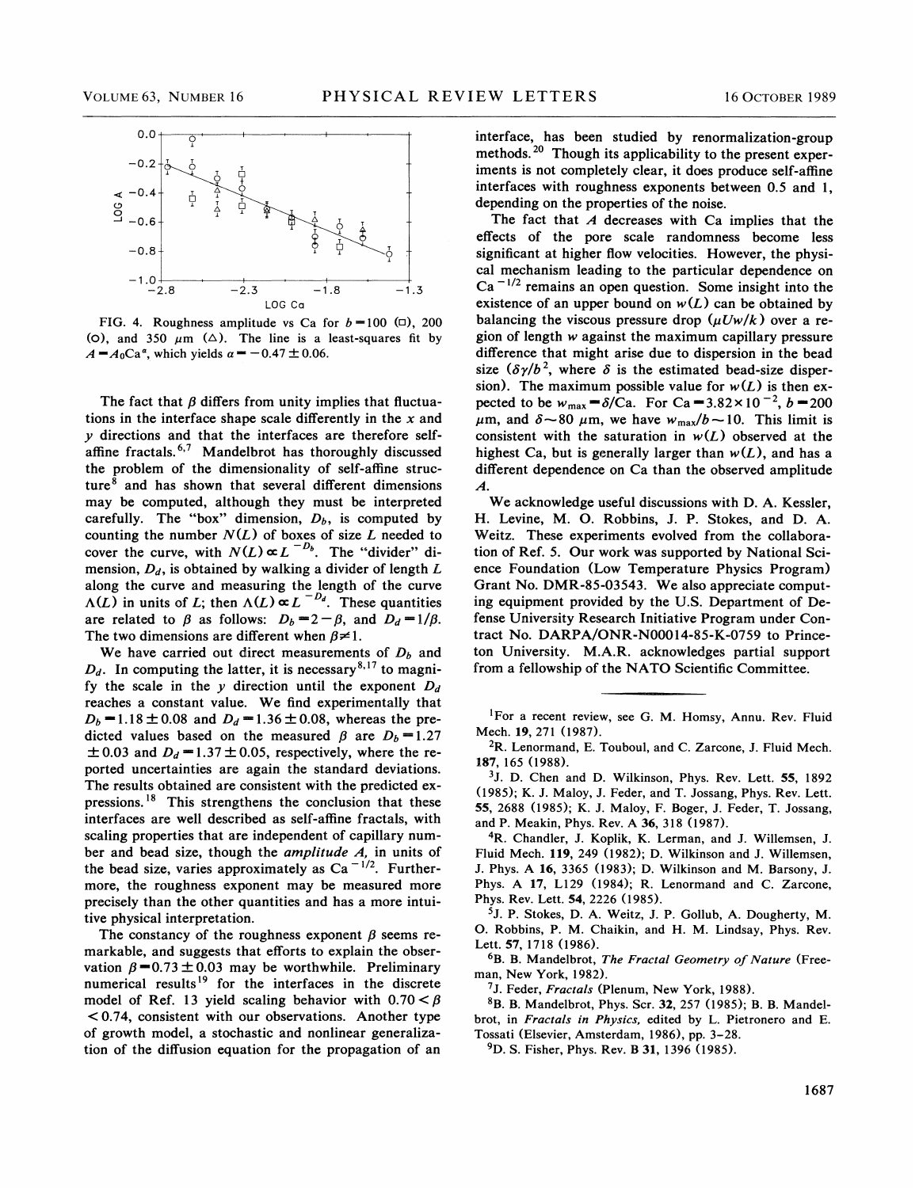FIG. 4. Roughness amplitude vs Ca for $b=100$ (□), 200 (○), and 350 μm (△). The line is a least-squares fit by $A=A_0\text{Ca}^{\alpha}$, which yields $\alpha=-0.47\pm0.06$.

The fact that $\beta$ differs from unity implies that fluctuations in the interface shape scale differently in the $x$ and $y$ directions and that the interfaces are therefore self-affine fractals.[6,7] Mandelbrot has thoroughly discussed the problem of the dimensionality of self-affine structure[8] and has shown that several different dimensions may be computed, although they must be interpreted carefully. The "box" dimension, $D_b$, is computed by counting the number $N(L)$ of boxes of size $L$ needed to cover the curve, with $N(L)\propto L^{-D_b}$. The "divider" dimension, $D_d$, is obtained by walking a divider of length $L$ along the curve and measuring the length of the curve $\Lambda(L)$ in units of $L$; then $\Lambda(L)\propto L^{-D_d}$. These quantities are related to $\beta$ as follows: $D_b=2-\beta$, and $D_d=1/\beta$. The two dimensions are different when $\beta\neq1$.

We have carried out direct measurements of $D_b$ and $D_d$. In computing the latter, it is necessary[8,17] to magnify the scale in the $y$ direction until the exponent $D_d$ reaches a constant value. We find experimentally that $D_b=1.18\pm0.08$ and $D_d=1.36\pm0.08$, whereas the predicted values based on the measured $\beta$ are $D_b=1.27\pm0.03$ and $D_d=1.37\pm0.05$, respectively, where the reported uncertainties are again the standard deviations. The results obtained are consistent with the predicted expressions.[18] This strengthens the conclusion that these interfaces are well described as self-affine fractals, with scaling properties that are independent of capillary number and bead size, though the *amplitude A*, in units of the bead size, varies approximately as $\text{Ca}^{-1/2}$. Furthermore, the roughness exponent may be measured more precisely than the other quantities and has a more intuitive physical interpretation.

The constancy of the roughness exponent $\beta$ seems remarkable, and suggests that efforts to explain the observation $\beta=0.73\pm0.03$ may be worthwhile. Preliminary numerical results[19] for the interfaces in the discrete model of Ref. 13 yield scaling behavior with $0.70<\beta<0.74$, consistent with our observations. Another type of growth model, a stochastic and nonlinear generalization of the diffusion equation for the propagation of an interface, has been studied by renormalization-group methods.[20] Though its applicability to the present experiments is not completely clear, it does produce self-affine interfaces with roughness exponents between 0.5 and 1, depending on the properties of the noise.

The fact that $A$ decreases with Ca implies that the effects of the pore scale randomness become less significant at higher flow velocities. However, the physical mechanism leading to the particular dependence on $\text{Ca}^{-1/2}$ remains an open question. Some insight into the existence of an upper bound on $w(L)$ can be obtained by balancing the viscous pressure drop ($\mu Uw/k$) over a region of length $w$ against the maximum capillary pressure difference that might arise due to dispersion in the bead size ($\delta\gamma/b^2$, where $\delta$ is the estimated bead-size dispersion). The maximum possible value for $w(L)$ is then expected to be $w_{max}=\delta/\text{Ca}$. For $\text{Ca}=3.82\times10^{-2}$, $b=200$ μm, and $\delta\sim80$ μm, we have $w_{max}/b\sim10$. This limit is consistent with the saturation in $w(L)$ observed at the highest Ca, but is generally larger than $w(L)$, and has a different dependence on Ca than the observed amplitude $A$.

We acknowledge useful discussions with D. A. Kessler, H. Levine, M. O. Robbins, J. P. Stokes, and D. A. Weitz. These experiments evolved from the collaboration of Ref. 5. Our work was supported by National Science Foundation (Low Temperature Physics Program) Grant No. DMR-85-03543. We also appreciate computing equipment provided by the U.S. Department of Defense University Research Initiative Program under Contract No. DARPA/ONR-N00014-85-K-0759 to Princeton University. M.A.R. acknowledges partial support from a fellowship of the NATO Scientific Committee.

---

[1] For a recent review, see G. M. Homsy, Annu. Rev. Fluid Mech. **19**, 271 (1987).

[2] R. Lenormand, E. Touboul, and C. Zarcone, J. Fluid Mech. **187**, 165 (1988).

[3] J. D. Chen and D. Wilkinson, Phys. Rev. Lett. **55**, 1892 (1985); K. J. Maloy, J. Feder, and T. Jossang, Phys. Rev. Lett. **55**, 2688 (1985); K. J. Maloy, F. Boger, J. Feder, T. Jossang, and P. Meakin, Phys. Rev. A **36**, 318 (1987).

[4] R. Chandler, J. Koplik, K. Lerman, and J. Willemsen, J. Fluid Mech. **119**, 249 (1982); D. Wilkinson and J. Willemsen, J. Phys. A **16**, 3365 (1983); D. Wilkinson and M. Barsony, J. Phys. A **17**, L129 (1984); R. Lenormand and C. Zarcone, Phys. Rev. Lett. **54**, 2226 (1985).

[5] J. P. Stokes, D. A. Weitz, J. P. Gollub, A. Dougherty, M. O. Robbins, P. M. Chaikin, and H. M. Lindsay, Phys. Rev. Lett. **57**, 1718 (1986).

[6] B. B. Mandelbrot, *The Fractal Geometry of Nature* (Freeman, New York, 1982).

[7] J. Feder, *Fractals* (Plenum, New York, 1988).

[8] B. B. Mandelbrot, Phys. Scr. **32**, 257 (1985); B. B. Mandelbrot, in *Fractals in Physics,* edited by L. Pietronero and E. Tossati (Elsevier, Amsterdam, 1986), pp. 3–28.

[9] D. S. Fisher, Phys. Rev. B **31**, 1396 (1985).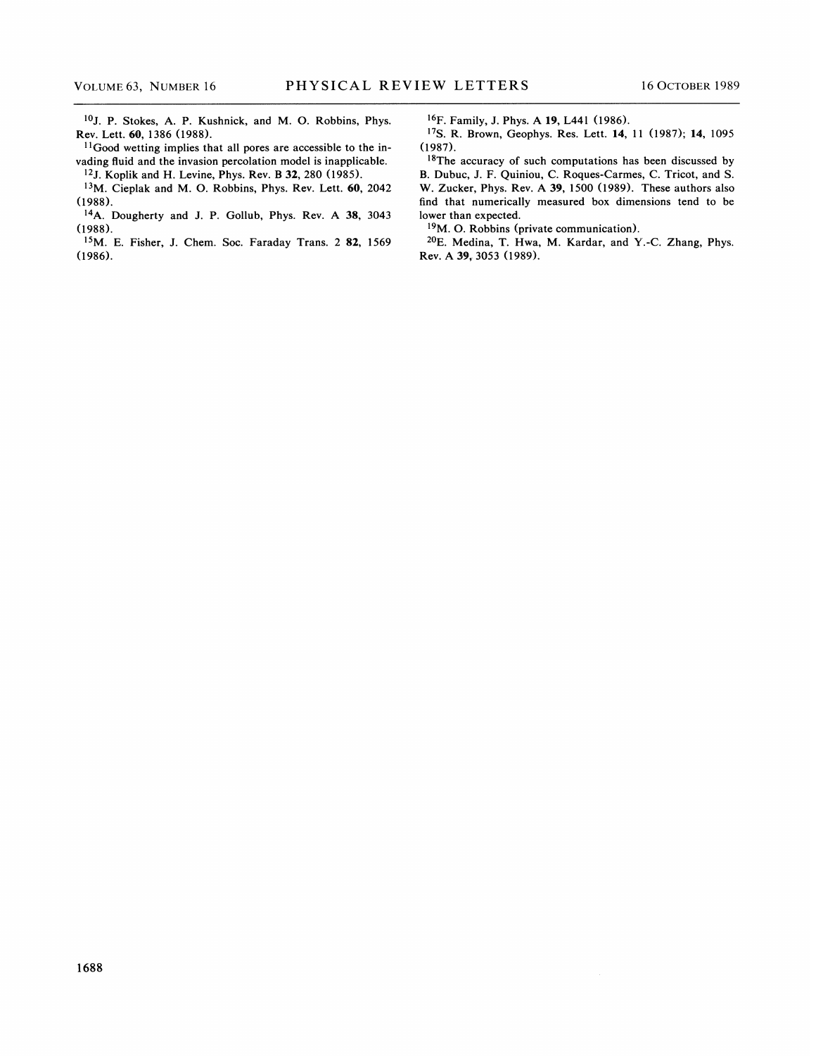[10] J. P. Stokes, A. P. Kushnick, and M. O. Robbins, Phys. Rev. Lett. **60**, 1386 (1988).

[11] Good wetting implies that all pores are accessible to the invading fluid and the invasion percolation model is inapplicable.

[12] J. Koplik and H. Levine, Phys. Rev. B **32**, 280 (1985).

[13] M. Cieplak and M. O. Robbins, Phys. Rev. Lett. **60**, 2042 (1988).

[14] A. Dougherty and J. P. Gollub, Phys. Rev. A **38**, 3043 (1988).

[15] M. E. Fisher, J. Chem. Soc. Faraday Trans. 2 **82**, 1569 (1986).

[16] F. Family, J. Phys. A **19**, L441 (1986).

[17] S. R. Brown, Geophys. Res. Lett. **14**, 11 (1987); **14**, 1095 (1987).

[18] The accuracy of such computations has been discussed by B. Dubuc, J. F. Quiniou, C. Roques-Carmes, C. Tricot, and S. W. Zucker, Phys. Rev. A **39**, 1500 (1989). These authors also find that numerically measured box dimensions tend to be lower than expected.

[19] M. O. Robbins (private communication).

[20] E. Medina, T. Hwa, M. Kardar, and Y.-C. Zhang, Phys. Rev. A **39**, 3053 (1989).